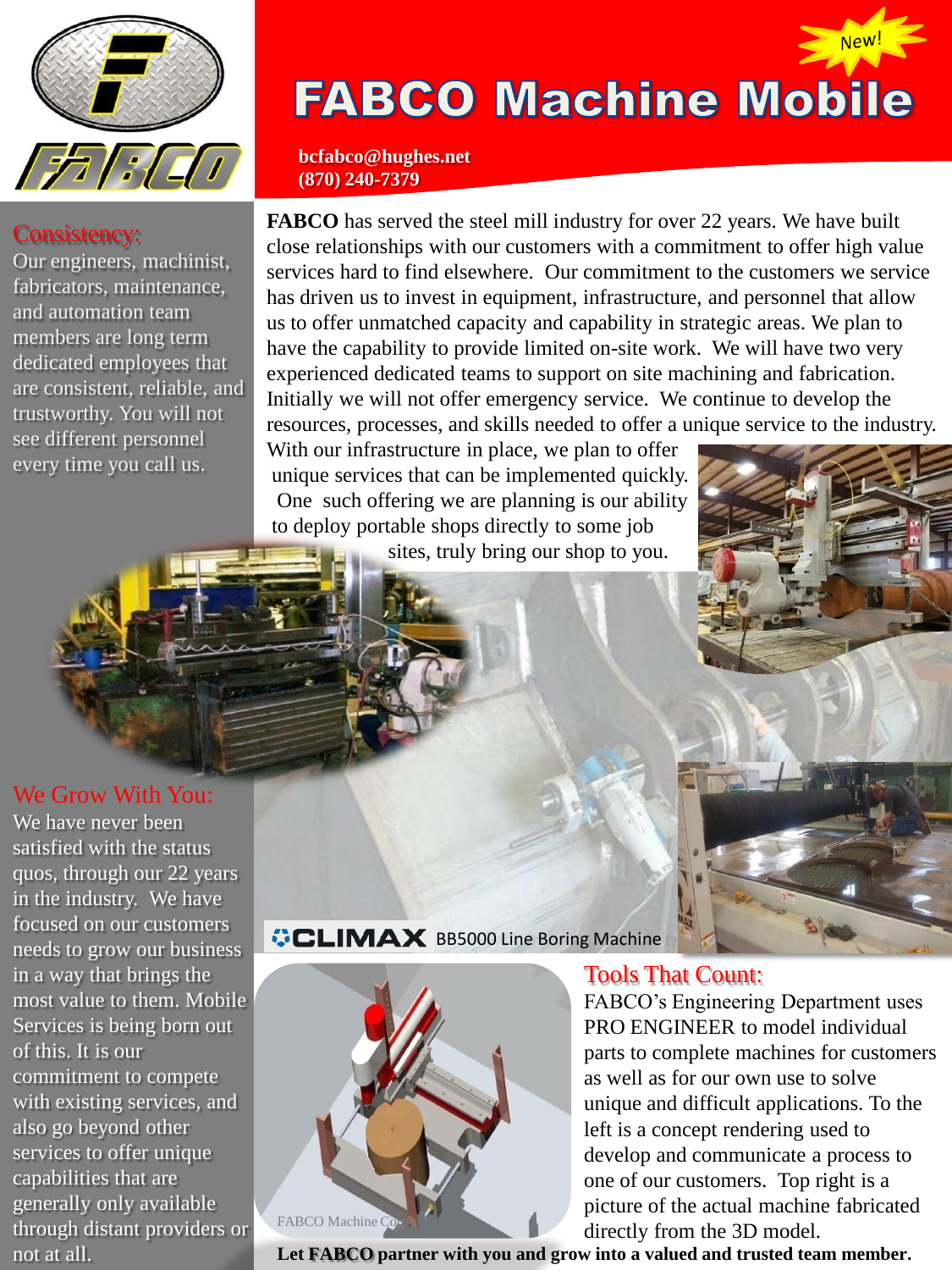# FABCO Machine Mobile

New!

**bcfabco@hughes.net**
**(870) 240-7379**

**FABCO** has served the steel mill industry for over 22 years. We have built close relationships with our customers with a commitment to offer high value services hard to find elsewhere. Our commitment to the customers we service has driven us to invest in equipment, infrastructure, and personnel that allow us to offer unmatched capacity and capability in strategic areas. We plan to have the capability to provide limited on-site work. We will have two very experienced dedicated teams to support on site machining and fabrication. Initially we will not offer emergency service. We continue to develop the resources, processes, and skills needed to offer a unique service to the industry. With our infrastructure in place, we plan to offer unique services that can be implemented quickly. One such offering we are planning is our ability to deploy portable shops directly to some job sites, truly bring our shop to you.

## Consistency:

Our engineers, machinist, fabricators, maintenance, and automation team members are long term dedicated employees that are consistent, reliable, and trustworthy. You will not see different personnel every time you call us.

## We Grow With You:

We have never been satisfied with the status quos, through our 22 years in the industry. We have focused on our customers needs to grow our business in a way that brings the most value to them. Mobile Services is being born out of this. It is our commitment to compete with existing services, and also go beyond other services to offer unique capabilities that are generally only available through distant providers or not at all.

CLIMAX BB5000 Line Boring Machine

## Tools That Count:

FABCO's Engineering Department uses PRO ENGINEER to model individual parts to complete machines for customers as well as for our own use to solve unique and difficult applications. To the left is a concept rendering used to develop and communicate a process to one of our customers. Top right is a picture of the actual machine fabricated directly from the 3D model.

**Let FABCO partner with you and grow into a valued and trusted team member.**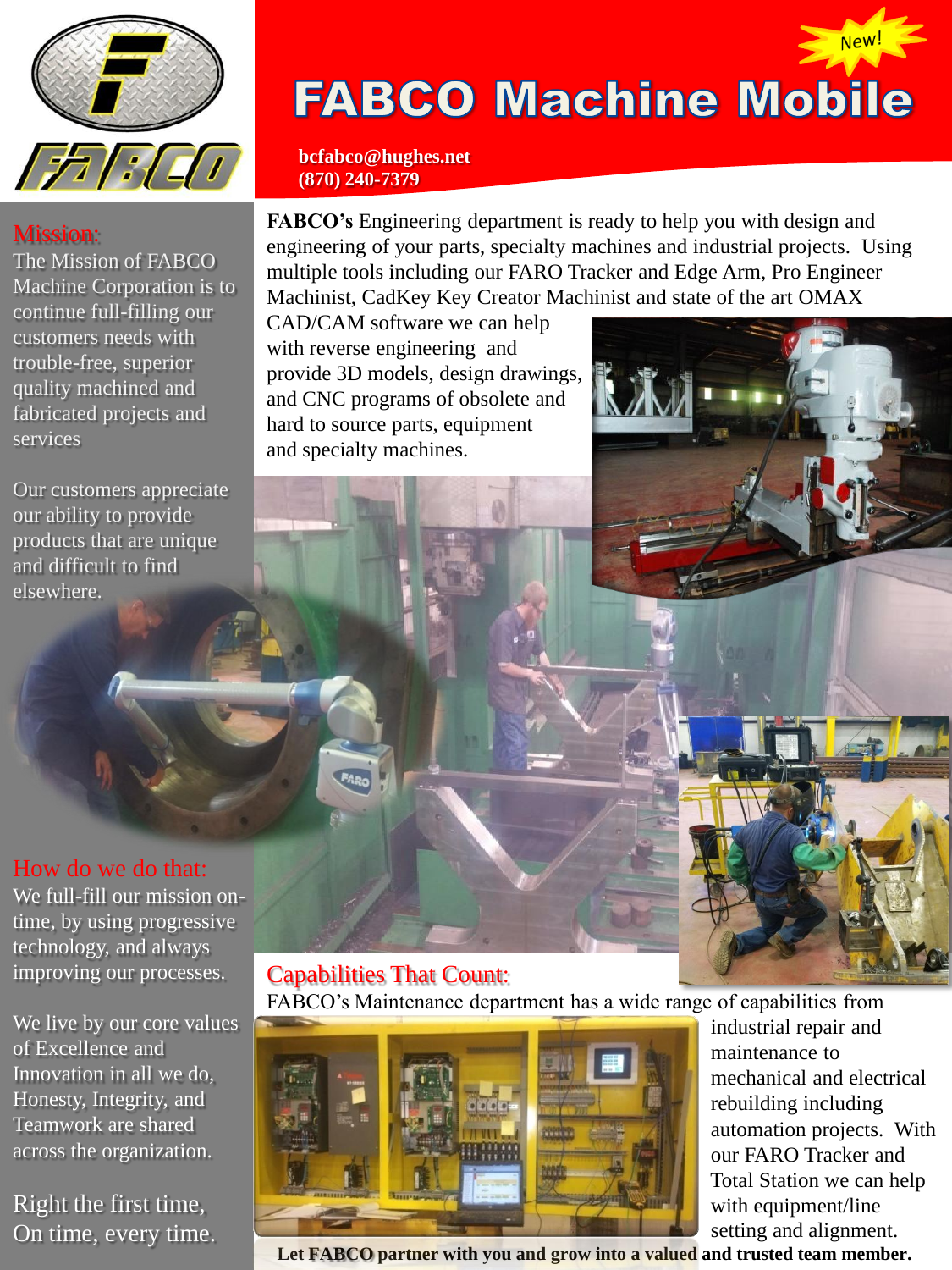# FABCO Machine Mobile

New!

**bcfabco@hughes.net**
**(870) 240-7379**

## Mission:

The Mission of FABCO Machine Corporation is to continue full-filling our customers needs with trouble-free, superior quality machined and fabricated projects and services

Our customers appreciate our ability to provide products that are unique and difficult to find elsewhere.

## How do we do that:

We full-fill our mission on-time, by using progressive technology, and always improving our processes.

We live by our core values of Excellence and Innovation in all we do, Honesty, Integrity, and Teamwork are shared across the organization.

Right the first time,
On time, every time.

**FABCO's** Engineering department is ready to help you with design and engineering of your parts, specialty machines and industrial projects. Using multiple tools including our FARO Tracker and Edge Arm, Pro Engineer Machinist, CadKey Key Creator Machinist and state of the art OMAX CAD/CAM software we can help with reverse engineering and provide 3D models, design drawings, and CNC programs of obsolete and hard to source parts, equipment and specialty machines.

## Capabilities That Count:

FABCO's Maintenance department has a wide range of capabilities from industrial repair and maintenance to mechanical and electrical rebuilding including automation projects. With our FARO Tracker and Total Station we can help with equipment/line setting and alignment.

**Let FABCO partner with you and grow into a valued and trusted team member.**